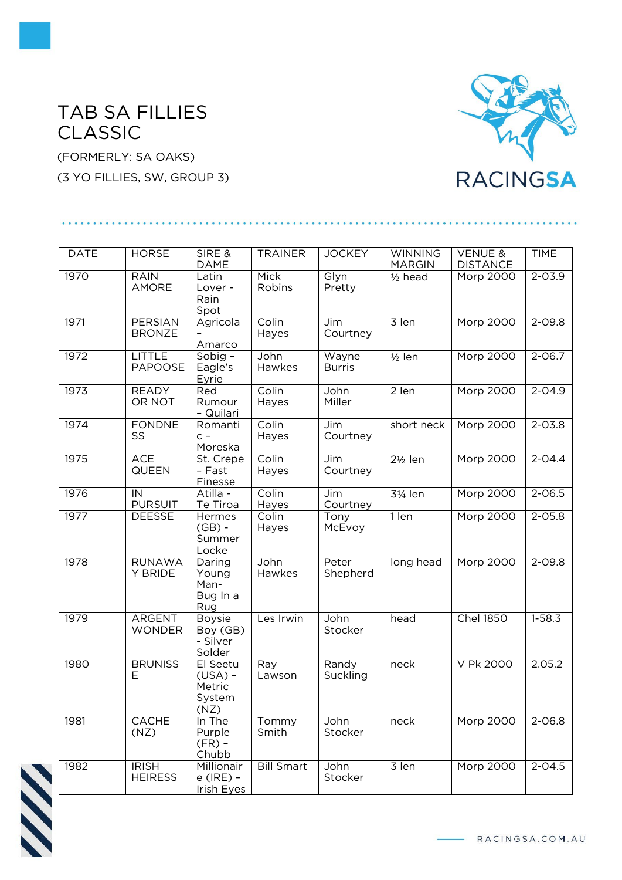# TAB SA FILLIES CLASSIC

(FORMERLY: SA OAKS)

(3 YO FILLIES, SW, GROUP 3)

| DATE | HORSE | SIRE & DAME | TRAINER | JOCKEY | WINNING MARGIN | VENUE & DISTANCE | TIME |
|---|---|---|---|---|---|---|---|
| 1970 | RAIN AMORE | Latin Lover - Rain Spot | Mick Robins | Glyn Pretty | ½ head | Morp 2000 | 2-03.9 |
| 1971 | PERSIAN BRONZE | Agricola – Amarco | Colin Hayes | Jim Courtney | 3 len | Morp 2000 | 2-09.8 |
| 1972 | LITTLE PAPOOSE | Sobig – Eagle's Eyrie | John Hawkes | Wayne Burris | ½ len | Morp 2000 | 2-06.7 |
| 1973 | READY OR NOT | Red Rumour – Quilari | Colin Hayes | John Miller | 2 len | Morp 2000 | 2-04.9 |
| 1974 | FONDNESS | Romantic – Moreska | Colin Hayes | Jim Courtney | short neck | Morp 2000 | 2-03.8 |
| 1975 | ACE QUEEN | St. Crepe – Fast Finesse | Colin Hayes | Jim Courtney | 2½ len | Morp 2000 | 2-04.4 |
| 1976 | IN PURSUIT | Atilla - Te Tiroa | Colin Hayes | Jim Courtney | 3¼ len | Morp 2000 | 2-06.5 |
| 1977 | DEESSE | Hermes (GB) - Summer Locke | Colin Hayes | Tony McEvoy | 1 len | Morp 2000 | 2-05.8 |
| 1978 | RUNAWAY BRIDE | Daring Young Man- Bug In a Rug | John Hawkes | Peter Shepherd | long head | Morp 2000 | 2-09.8 |
| 1979 | ARGENT WONDER | Boysie Boy (GB) - Silver Solder | Les Irwin | John Stocker | head | Chel 1850 | 1-58.3 |
| 1980 | BRUNISSE | El Seetu (USA) – Metric System (NZ) | Ray Lawson | Randy Suckling | neck | V Pk 2000 | 2.05.2 |
| 1981 | CACHE (NZ) | In The Purple (FR) – Chubb | Tommy Smith | John Stocker | neck | Morp 2000 | 2-06.8 |
| 1982 | IRISH HEIRESS | Millionaire (IRE) – Irish Eyes | Bill Smart | John Stocker | 3 len | Morp 2000 | 2-04.5 |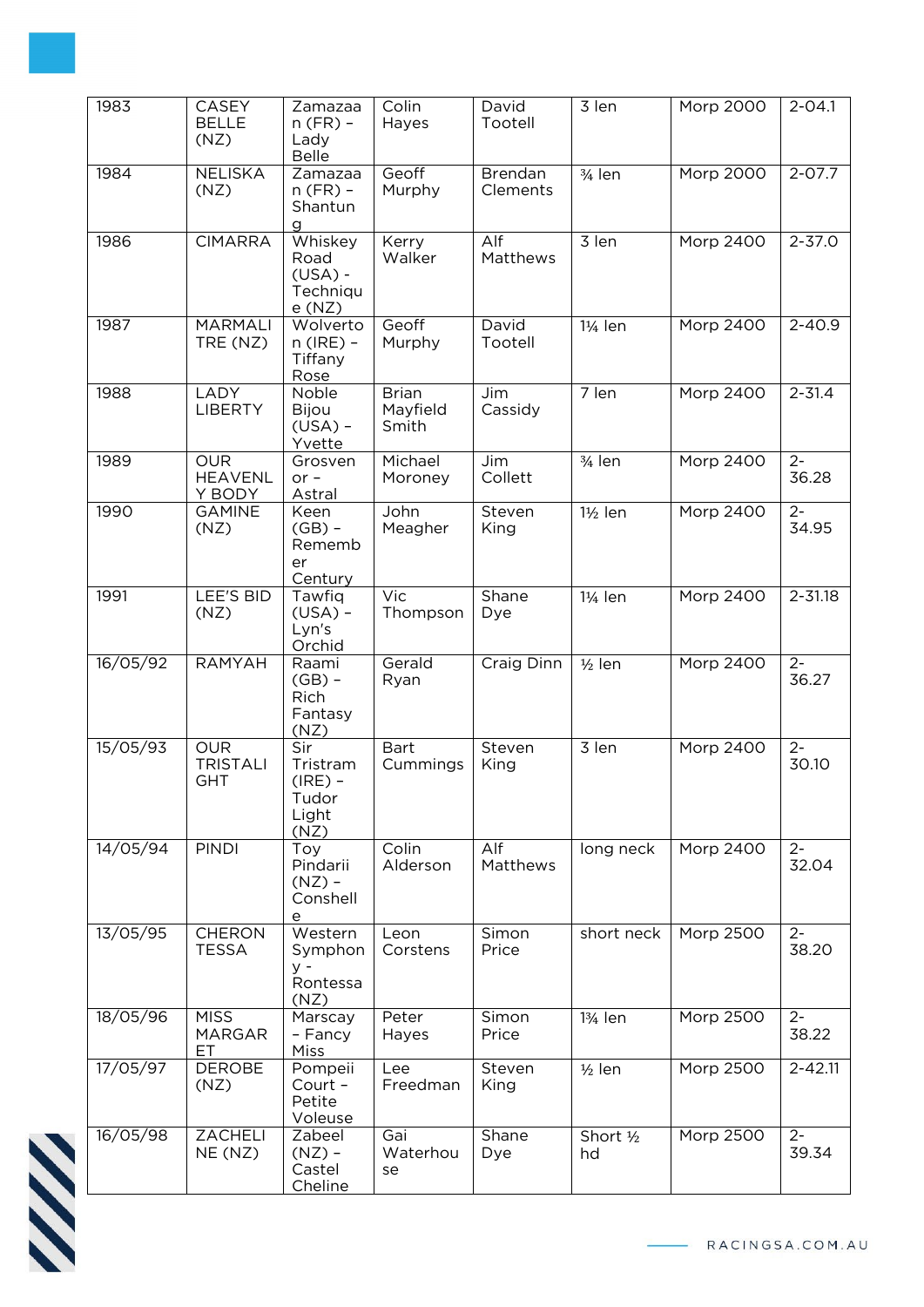| | | | | | | | |
|---|---|---|---|---|---|---|---|
| 1983 | CASEY BELLE (NZ) | Zamazaan (FR) – Lady Belle | Colin Hayes | David Tootell | 3 len | Morp 2000 | 2-04.1 |
| 1984 | NELISKA (NZ) | Zamazaan (FR) – Shantung | Geoff Murphy | Brendan Clements | ¾ len | Morp 2000 | 2-07.7 |
| 1986 | CIMARRA | Whiskey Road (USA) - Technique (NZ) | Kerry Walker | Alf Matthews | 3 len | Morp 2400 | 2-37.0 |
| 1987 | MARMALITRE (NZ) | Wolverton (IRE) – Tiffany Rose | Geoff Murphy | David Tootell | 1¼ len | Morp 2400 | 2-40.9 |
| 1988 | LADY LIBERTY | Noble Bijou (USA) – Yvette | Brian Mayfield Smith | Jim Cassidy | 7 len | Morp 2400 | 2-31.4 |
| 1989 | OUR HEAVENLY BODY | Grosvenor – Astral | Michael Moroney | Jim Collett | ¾ len | Morp 2400 | 2-36.28 |
| 1990 | GAMINE (NZ) | Keen (GB) – Remember Century | John Meagher | Steven King | 1½ len | Morp 2400 | 2-34.95 |
| 1991 | LEE'S BID (NZ) | Tawfiq (USA) – Lyn's Orchid | Vic Thompson | Shane Dye | 1¼ len | Morp 2400 | 2-31.18 |
| 16/05/92 | RAMYAH | Raami (GB) – Rich Fantasy (NZ) | Gerald Ryan | Craig Dinn | ½ len | Morp 2400 | 2-36.27 |
| 15/05/93 | OUR TRISTALIGHT | Sir Tristram (IRE) – Tudor Light (NZ) | Bart Cummings | Steven King | 3 len | Morp 2400 | 2-30.10 |
| 14/05/94 | PINDI | Toy Pindarii (NZ) – Conshelle | Colin Alderson | Alf Matthews | long neck | Morp 2400 | 2-32.04 |
| 13/05/95 | CHERON TESSA | Western Symphony - Rontessa (NZ) | Leon Corstens | Simon Price | short neck | Morp 2500 | 2-38.20 |
| 18/05/96 | MISS MARGARET | Marscay – Fancy Miss | Peter Hayes | Simon Price | 1¾ len | Morp 2500 | 2-38.22 |
| 17/05/97 | DEROBE (NZ) | Pompeii Court – Petite Voleuse | Lee Freedman | Steven King | ½ len | Morp 2500 | 2-42.11 |
| 16/05/98 | ZACHELINE (NZ) | Zabeel (NZ) – Castel Cheline | Gai Waterhouse | Shane Dye | Short ½ hd | Morp 2500 | 2-39.34 |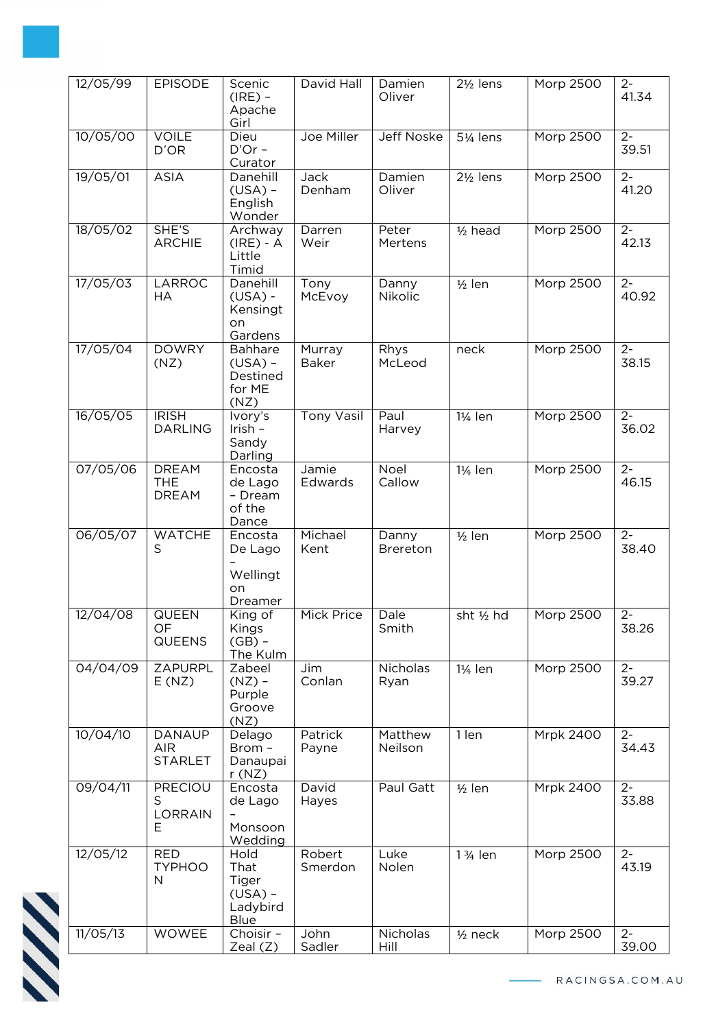| 12/05/99 | EPISODE | Scenic (IRE) – Apache Girl | David Hall | Damien Oliver | 2½ lens | Morp 2500 | 2-41.34 |
|---|---|---|---|---|---|---|---|
| 10/05/00 | VOILE D'OR | Dieu D'Or – Curator | Joe Miller | Jeff Noske | 5¼ lens | Morp 2500 | 2-39.51 |
| 19/05/01 | ASIA | Danehill (USA) – English Wonder | Jack Denham | Damien Oliver | 2½ lens | Morp 2500 | 2-41.20 |
| 18/05/02 | SHE'S ARCHIE | Archway (IRE) - A Little Timid | Darren Weir | Peter Mertens | ½ head | Morp 2500 | 2-42.13 |
| 17/05/03 | LARROCHA | Danehill (USA) - Kensington Gardens | Tony McEvoy | Danny Nikolic | ½ len | Morp 2500 | 2-40.92 |
| 17/05/04 | DOWRY (NZ) | Bahhare (USA) – Destined for ME (NZ) | Murray Baker | Rhys McLeod | neck | Morp 2500 | 2-38.15 |
| 16/05/05 | IRISH DARLING | Ivory's Irish – Sandy Darling | Tony Vasil | Paul Harvey | 1¼ len | Morp 2500 | 2-36.02 |
| 07/05/06 | DREAM THE DREAM | Encosta de Lago – Dream of the Dance | Jamie Edwards | Noel Callow | 1¼ len | Morp 2500 | 2-46.15 |
| 06/05/07 | WATCHES | Encosta De Lago – Wellington Dreamer | Michael Kent | Danny Brereton | ½ len | Morp 2500 | 2-38.40 |
| 12/04/08 | QUEEN OF QUEENS | King of Kings (GB) – The Kulm | Mick Price | Dale Smith | sht ½ hd | Morp 2500 | 2-38.26 |
| 04/04/09 | ZAPURPLE (NZ) | Zabeel (NZ) – Purple Groove (NZ) | Jim Conlan | Nicholas Ryan | 1¼ len | Morp 2500 | 2-39.27 |
| 10/04/10 | DANAUPAIR STARLET | Delago Brom – Danaupair (NZ) | Patrick Payne | Matthew Neilson | 1 len | Mrpk 2400 | 2-34.43 |
| 09/04/11 | PRECIOUS LORRAINE | Encosta de Lago – Monsoon Wedding | David Hayes | Paul Gatt | ½ len | Mrpk 2400 | 2-33.88 |
| 12/05/12 | RED TYPHOON | Hold That Tiger (USA) – Ladybird Blue | Robert Smerdon | Luke Nolen | 1 ¾ len | Morp 2500 | 2-43.19 |
| 11/05/13 | WOWEE | Choisir – Zeal (Z) | John Sadler | Nicholas Hill | ½ neck | Morp 2500 | 2-39.00 |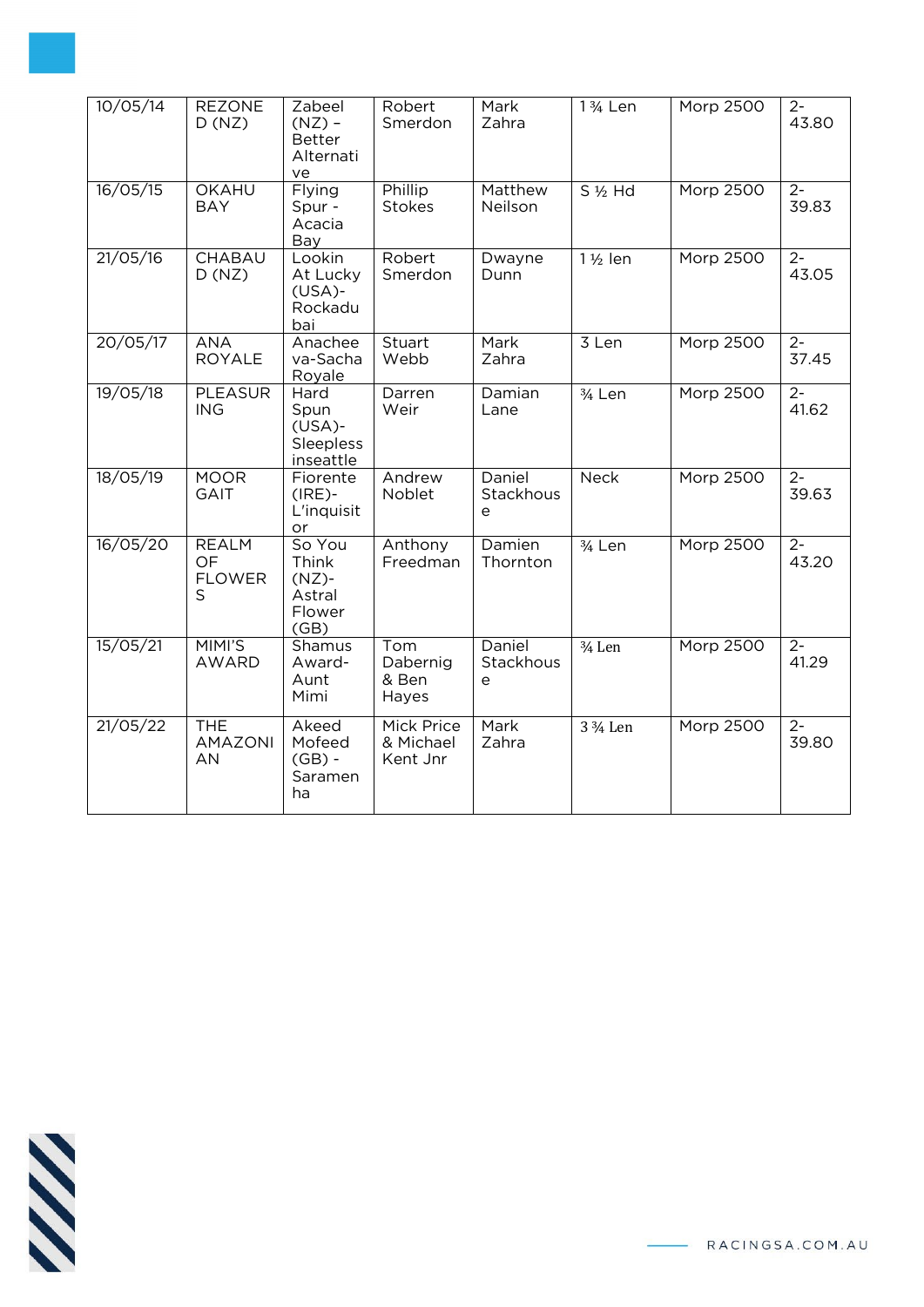| | | | | | | | |
|---|---|---|---|---|---|---|---|
| 10/05/14 | REZONED (NZ) | Zabeel (NZ) – Better Alternative | Robert Smerdon | Mark Zahra | 1 ¾ Len | Morp 2500 | 2-43.80 |
| 16/05/15 | OKAHU BAY | Flying Spur - Acacia Bay | Phillip Stokes | Matthew Neilson | S ½ Hd | Morp 2500 | 2-39.83 |
| 21/05/16 | CHABAUD (NZ) | Lookin At Lucky (USA)-Rockadubai | Robert Smerdon | Dwayne Dunn | 1 ½ len | Morp 2500 | 2-43.05 |
| 20/05/17 | ANA ROYALE | Anacheeva-Sacha Royale | Stuart Webb | Mark Zahra | 3 Len | Morp 2500 | 2-37.45 |
| 19/05/18 | PLEASURING | Hard Spun (USA)-Sleepless inseattle | Darren Weir | Damian Lane | ¾ Len | Morp 2500 | 2-41.62 |
| 18/05/19 | MOOR GAIT | Fiorente (IRE)-L'inquisitor | Andrew Noblet | Daniel Stackhouse | Neck | Morp 2500 | 2-39.63 |
| 16/05/20 | REALM OF FLOWERS | So You Think (NZ)-Astral Flower (GB) | Anthony Freedman | Damien Thornton | ¾ Len | Morp 2500 | 2-43.20 |
| 15/05/21 | MIMI'S AWARD | Shamus Award-Aunt Mimi | Tom Dabernig & Ben Hayes | Daniel Stackhouse | ¾ Len | Morp 2500 | 2-41.29 |
| 21/05/22 | THE AMAZONIAN | Akeed Mofeed (GB) - Saramenha | Mick Price & Michael Kent Jnr | Mark Zahra | 3 ¾ Len | Morp 2500 | 2-39.80 |